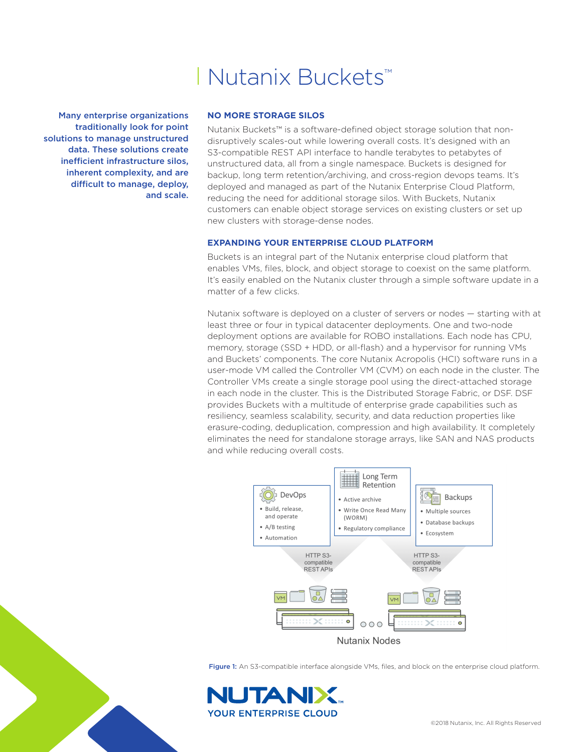# Nutanix Buckets™

**Many enterprise organizations traditionally look for point solutions to manage unstructured data. These solutions create inefficient infrastructure silos, inherent complexity, and are difficult to manage, deploy, and scale.**

## NO MORE STORAGE SILOS

Nutanix Buckets™ is a software-defined object storage solution that non-disruptively scales-out while lowering overall costs. It's designed with an S3-compatible REST API interface to handle terabytes to petabytes of unstructured data, all from a single namespace. Buckets is designed for backup, long term retention/archiving, and cross-region devops teams. It's deployed and managed as part of the Nutanix Enterprise Cloud Platform, reducing the need for additional storage silos. With Buckets, Nutanix customers can enable object storage services on existing clusters or set up new clusters with storage-dense nodes.

## EXPANDING YOUR ENTERPRISE CLOUD PLATFORM

Buckets is an integral part of the Nutanix enterprise cloud platform that enables VMs, files, block, and object storage to coexist on the same platform. It's easily enabled on the Nutanix cluster through a simple software update in a matter of a few clicks.

Nutanix software is deployed on a cluster of servers or nodes — starting with at least three or four in typical datacenter deployments. One and two-node deployment options are available for ROBO installations. Each node has CPU, memory, storage (SSD + HDD, or all-flash) and a hypervisor for running VMs and Buckets' components. The core Nutanix Acropolis (HCI) software runs in a user-mode VM called the Controller VM (CVM) on each node in the cluster. The Controller VMs create a single storage pool using the direct-attached storage in each node in the cluster. This is the Distributed Storage Fabric, or DSF. DSF provides Buckets with a multitude of enterprise grade capabilities such as resiliency, seamless scalability, security, and data reduction properties like erasure-coding, deduplication, compression and high availability. It completely eliminates the need for standalone storage arrays, like SAN and NAS products and while reducing overall costs.

**DevOps**
- Build, release, and operate
- A/B testing
- Automation

**Long Term Retention**
- Active archive
- Write Once Read Many (WORM)
- Regulatory compliance

**Backups**
- Multiple sources
- Database backups
- Ecosystem

HTTP S3-compatible REST APIs

Nutanix Nodes

**Figure 1:** An S3-compatible interface alongside VMs, files, and block on the enterprise cloud platform.

NUTANIX™
YOUR ENTERPRISE CLOUD

©2018 Nutanix, Inc. All Rights Reserved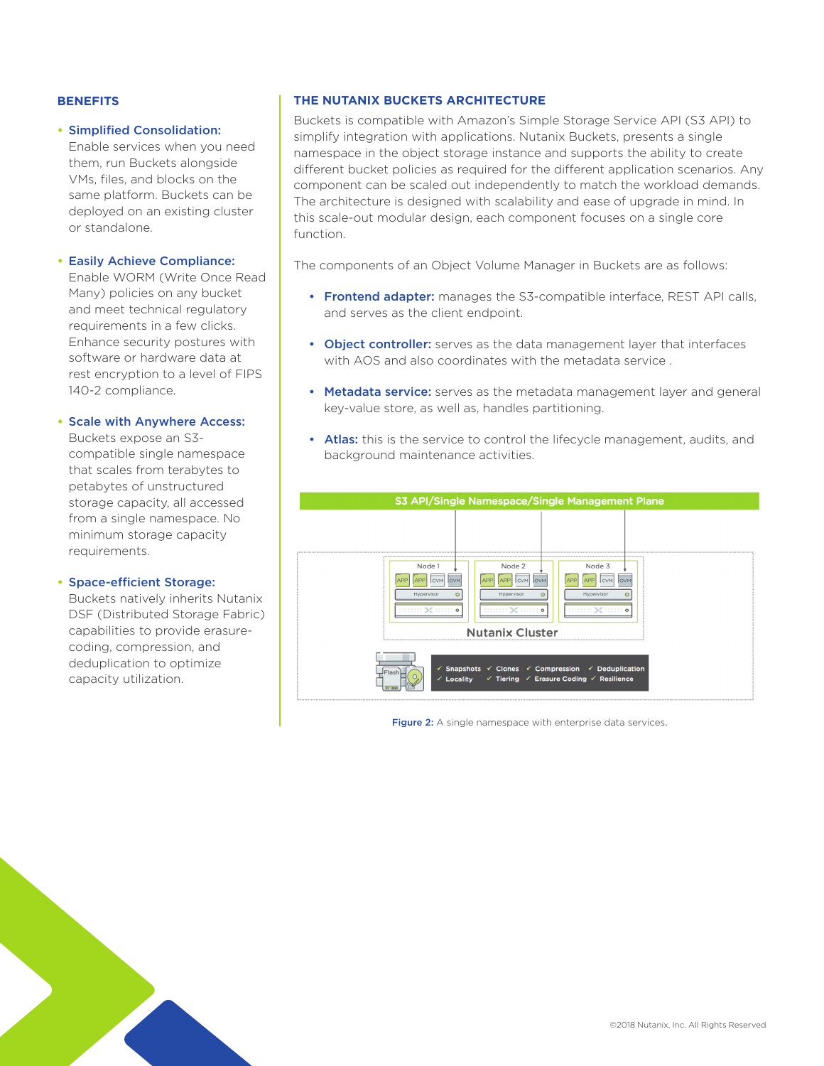## BENEFITS

- **Simplified Consolidation:** Enable services when you need them, run Buckets alongside VMs, files, and blocks on the same platform. Buckets can be deployed on an existing cluster or standalone.

- **Easily Achieve Compliance:** Enable WORM (Write Once Read Many) policies on any bucket and meet technical regulatory requirements in a few clicks. Enhance security postures with software or hardware data at rest encryption to a level of FIPS 140-2 compliance.

- **Scale with Anywhere Access:** Buckets expose an S3-compatible single namespace that scales from terabytes to petabytes of unstructured storage capacity, all accessed from a single namespace. No minimum storage capacity requirements.

- **Space-efficient Storage:** Buckets natively inherits Nutanix DSF (Distributed Storage Fabric) capabilities to provide erasure-coding, compression, and deduplication to optimize capacity utilization.

## THE NUTANIX BUCKETS ARCHITECTURE

Buckets is compatible with Amazon's Simple Storage Service API (S3 API) to simplify integration with applications. Nutanix Buckets, presents a single namespace in the object storage instance and supports the ability to create different bucket policies as required for the different application scenarios. Any component can be scaled out independently to match the workload demands. The architecture is designed with scalability and ease of upgrade in mind. In this scale-out modular design, each component focuses on a single core function.

The components of an Object Volume Manager in Buckets are as follows:

- **Frontend adapter:** manages the S3-compatible interface, REST API calls, and serves as the client endpoint.

- **Object controller:** serves as the data management layer that interfaces with AOS and also coordinates with the metadata service .

- **Metadata service:** serves as the metadata management layer and general key-value store, as well as, handles partitioning.

- **Atlas:** this is the service to control the lifecycle management, audits, and background maintenance activities.

S3 API/Single Namespace/Single Management Plane

Node 1 | Node 2 | Node 3

Nutanix Cluster

✓ Snapshots ✓ Clones ✓ Compression ✓ Deduplication ✓ Locality ✓ Tiering ✓ Erasure Coding ✓ Resilience

**Figure 2:** A single namespace with enterprise data services.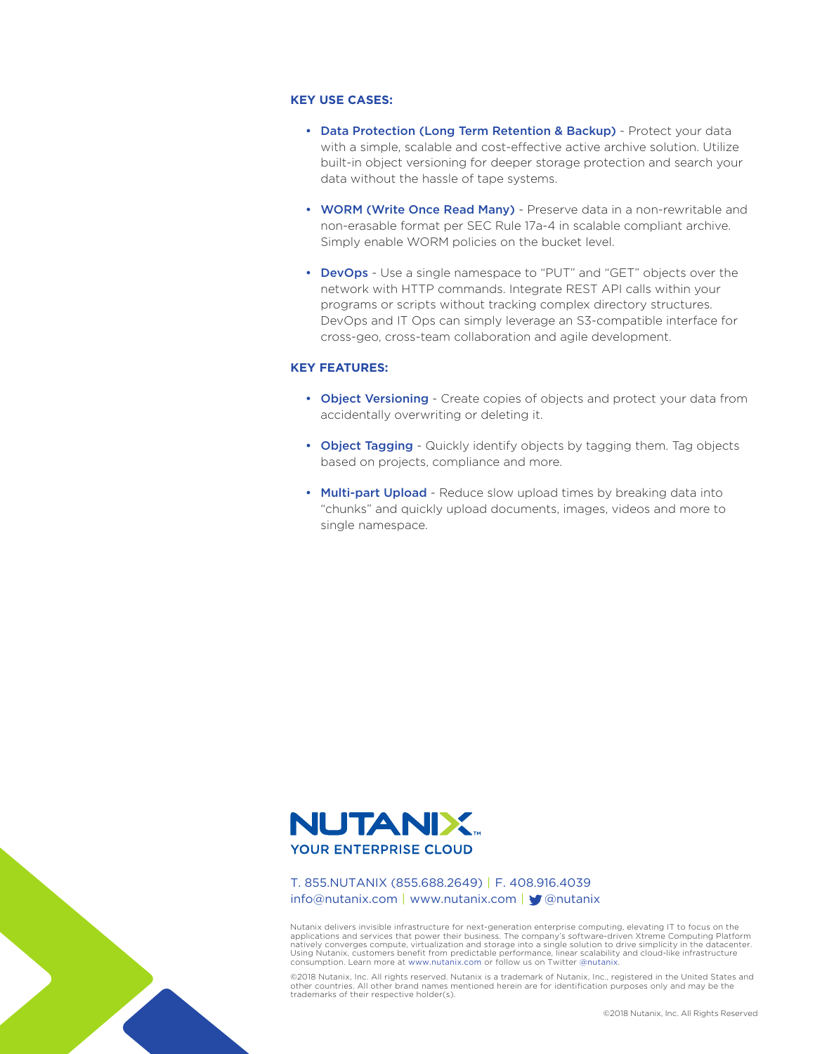## KEY USE CASES:

- **Data Protection (Long Term Retention & Backup)** - Protect your data with a simple, scalable and cost-effective active archive solution. Utilize built-in object versioning for deeper storage protection and search your data without the hassle of tape systems.
- **WORM (Write Once Read Many)** - Preserve data in a non-rewritable and non-erasable format per SEC Rule 17a-4 in scalable compliant archive. Simply enable WORM policies on the bucket level.
- **DevOps** - Use a single namespace to "PUT" and "GET" objects over the network with HTTP commands. Integrate REST API calls within your programs or scripts without tracking complex directory structures. DevOps and IT Ops can simply leverage an S3-compatible interface for cross-geo, cross-team collaboration and agile development.

## KEY FEATURES:

- **Object Versioning** - Create copies of objects and protect your data from accidentally overwriting or deleting it.
- **Object Tagging** - Quickly identify objects by tagging them. Tag objects based on projects, compliance and more.
- **Multi-part Upload** - Reduce slow upload times by breaking data into "chunks" and quickly upload documents, images, videos and more to single namespace.

NUTANIX™
YOUR ENTERPRISE CLOUD

T. 855.NUTANIX (855.688.2649) | F. 408.916.4039
info@nutanix.com | www.nutanix.com | @nutanix

Nutanix delivers invisible infrastructure for next-generation enterprise computing, elevating IT to focus on the applications and services that power their business. The company's software-driven Xtreme Computing Platform natively converges compute, virtualization and storage into a single solution to drive simplicity in the datacenter. Using Nutanix, customers benefit from predictable performance, linear scalability and cloud-like infrastructure consumption. Learn more at www.nutanix.com or follow us on Twitter @nutanix.

©2018 Nutanix, Inc. All rights reserved. Nutanix is a trademark of Nutanix, Inc., registered in the United States and other countries. All other brand names mentioned herein are for identification purposes only and may be the trademarks of their respective holder(s).